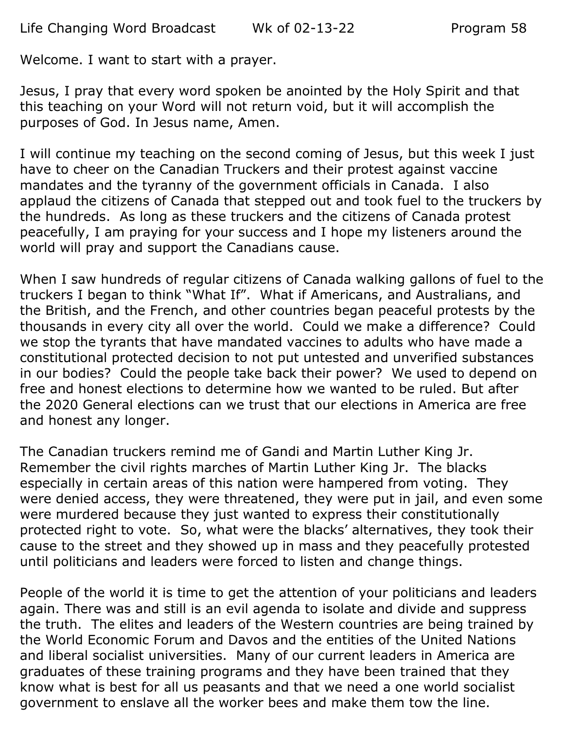Life Changing Word Broadcast    Wk of 02-13-22    Program 58

Welcome. I want to start with a prayer.

Jesus, I pray that every word spoken be anointed by the Holy Spirit and that this teaching on your Word will not return void, but it will accomplish the purposes of God. In Jesus name, Amen.

I will continue my teaching on the second coming of Jesus, but this week I just have to cheer on the Canadian Truckers and their protest against vaccine mandates and the tyranny of the government officials in Canada. I also applaud the citizens of Canada that stepped out and took fuel to the truckers by the hundreds. As long as these truckers and the citizens of Canada protest peacefully, I am praying for your success and I hope my listeners around the world will pray and support the Canadians cause.

When I saw hundreds of regular citizens of Canada walking gallons of fuel to the truckers I began to think "What If". What if Americans, and Australians, and the British, and the French, and other countries began peaceful protests by the thousands in every city all over the world. Could we make a difference? Could we stop the tyrants that have mandated vaccines to adults who have made a constitutional protected decision to not put untested and unverified substances in our bodies? Could the people take back their power? We used to depend on free and honest elections to determine how we wanted to be ruled. But after the 2020 General elections can we trust that our elections in America are free and honest any longer.

The Canadian truckers remind me of Gandi and Martin Luther King Jr. Remember the civil rights marches of Martin Luther King Jr. The blacks especially in certain areas of this nation were hampered from voting. They were denied access, they were threatened, they were put in jail, and even some were murdered because they just wanted to express their constitutionally protected right to vote. So, what were the blacks' alternatives, they took their cause to the street and they showed up in mass and they peacefully protested until politicians and leaders were forced to listen and change things.

People of the world it is time to get the attention of your politicians and leaders again. There was and still is an evil agenda to isolate and divide and suppress the truth. The elites and leaders of the Western countries are being trained by the World Economic Forum and Davos and the entities of the United Nations and liberal socialist universities. Many of our current leaders in America are graduates of these training programs and they have been trained that they know what is best for all us peasants and that we need a one world socialist government to enslave all the worker bees and make them tow the line.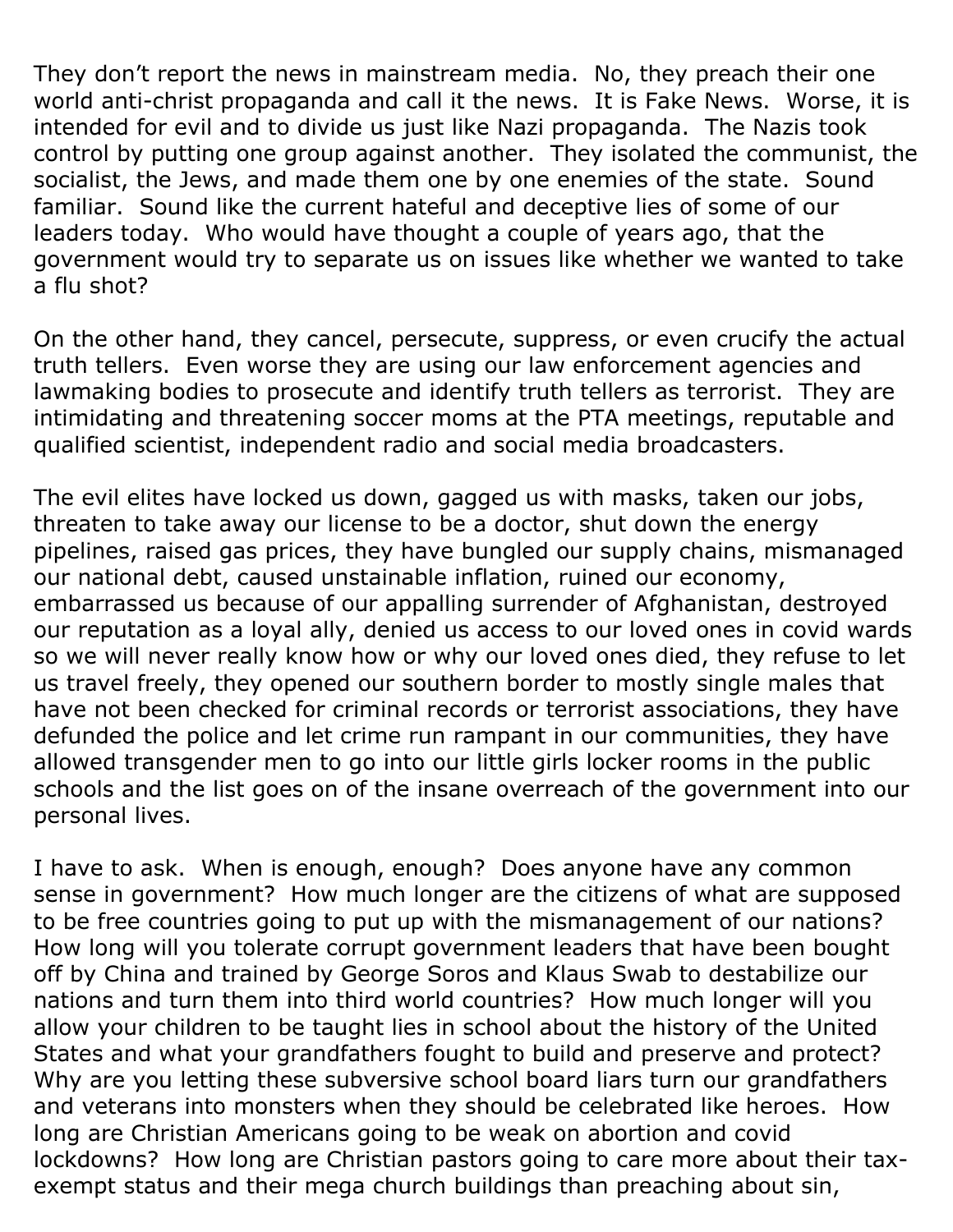They don't report the news in mainstream media. No, they preach their one world anti-christ propaganda and call it the news. It is Fake News. Worse, it is intended for evil and to divide us just like Nazi propaganda. The Nazis took control by putting one group against another. They isolated the communist, the socialist, the Jews, and made them one by one enemies of the state. Sound familiar. Sound like the current hateful and deceptive lies of some of our leaders today. Who would have thought a couple of years ago, that the government would try to separate us on issues like whether we wanted to take a flu shot?

On the other hand, they cancel, persecute, suppress, or even crucify the actual truth tellers. Even worse they are using our law enforcement agencies and lawmaking bodies to prosecute and identify truth tellers as terrorist. They are intimidating and threatening soccer moms at the PTA meetings, reputable and qualified scientist, independent radio and social media broadcasters.

The evil elites have locked us down, gagged us with masks, taken our jobs, threaten to take away our license to be a doctor, shut down the energy pipelines, raised gas prices, they have bungled our supply chains, mismanaged our national debt, caused unstainable inflation, ruined our economy, embarrassed us because of our appalling surrender of Afghanistan, destroyed our reputation as a loyal ally, denied us access to our loved ones in covid wards so we will never really know how or why our loved ones died, they refuse to let us travel freely, they opened our southern border to mostly single males that have not been checked for criminal records or terrorist associations, they have defunded the police and let crime run rampant in our communities, they have allowed transgender men to go into our little girls locker rooms in the public schools and the list goes on of the insane overreach of the government into our personal lives.

I have to ask. When is enough, enough? Does anyone have any common sense in government? How much longer are the citizens of what are supposed to be free countries going to put up with the mismanagement of our nations? How long will you tolerate corrupt government leaders that have been bought off by China and trained by George Soros and Klaus Swab to destabilize our nations and turn them into third world countries? How much longer will you allow your children to be taught lies in school about the history of the United States and what your grandfathers fought to build and preserve and protect? Why are you letting these subversive school board liars turn our grandfathers and veterans into monsters when they should be celebrated like heroes. How long are Christian Americans going to be weak on abortion and covid lockdowns? How long are Christian pastors going to care more about their tax-exempt status and their mega church buildings than preaching about sin,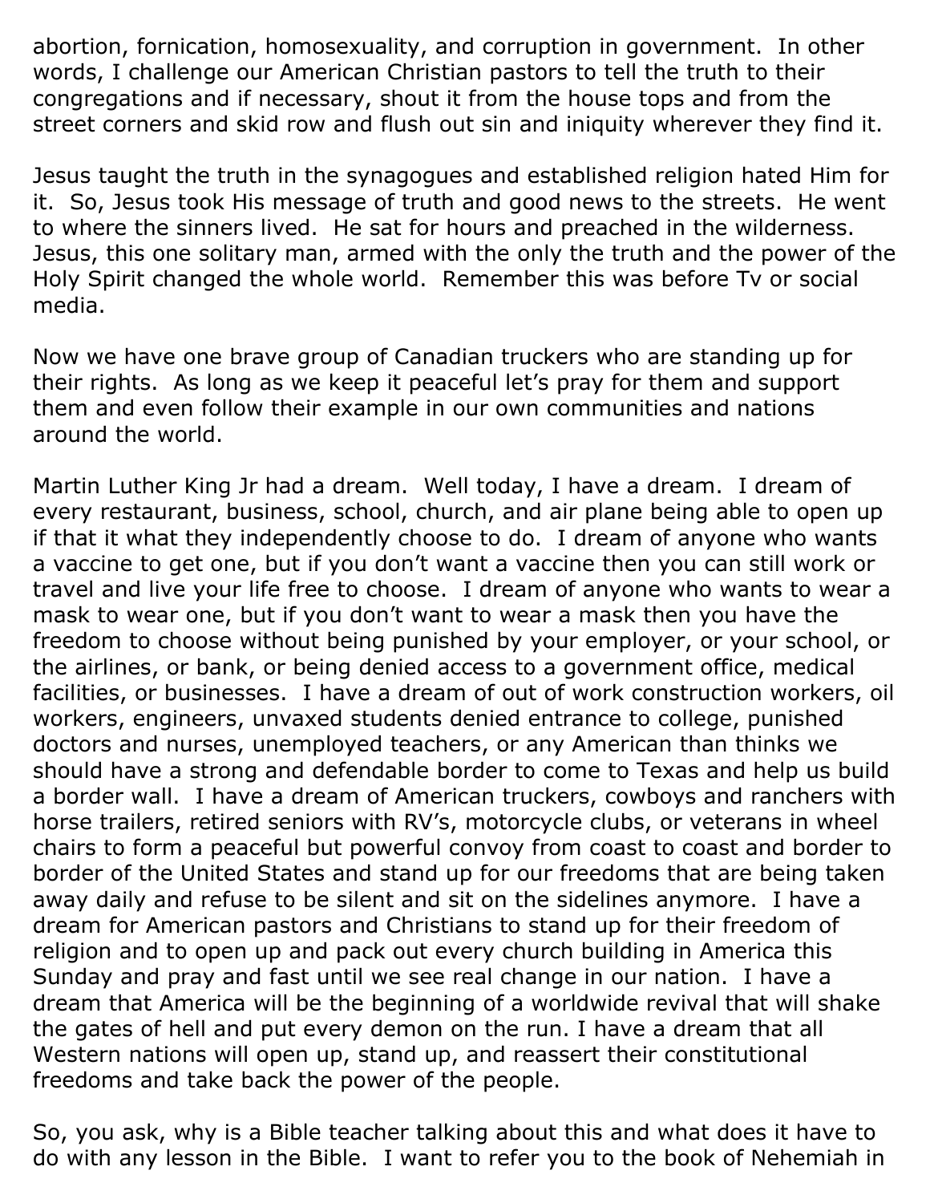abortion, fornication, homosexuality, and corruption in government. In other words, I challenge our American Christian pastors to tell the truth to their congregations and if necessary, shout it from the house tops and from the street corners and skid row and flush out sin and iniquity wherever they find it.

Jesus taught the truth in the synagogues and established religion hated Him for it. So, Jesus took His message of truth and good news to the streets. He went to where the sinners lived. He sat for hours and preached in the wilderness. Jesus, this one solitary man, armed with the only the truth and the power of the Holy Spirit changed the whole world. Remember this was before Tv or social media.

Now we have one brave group of Canadian truckers who are standing up for their rights. As long as we keep it peaceful let's pray for them and support them and even follow their example in our own communities and nations around the world.

Martin Luther King Jr had a dream. Well today, I have a dream. I dream of every restaurant, business, school, church, and air plane being able to open up if that it what they independently choose to do. I dream of anyone who wants a vaccine to get one, but if you don't want a vaccine then you can still work or travel and live your life free to choose. I dream of anyone who wants to wear a mask to wear one, but if you don't want to wear a mask then you have the freedom to choose without being punished by your employer, or your school, or the airlines, or bank, or being denied access to a government office, medical facilities, or businesses. I have a dream of out of work construction workers, oil workers, engineers, unvaxed students denied entrance to college, punished doctors and nurses, unemployed teachers, or any American than thinks we should have a strong and defendable border to come to Texas and help us build a border wall. I have a dream of American truckers, cowboys and ranchers with horse trailers, retired seniors with RV's, motorcycle clubs, or veterans in wheel chairs to form a peaceful but powerful convoy from coast to coast and border to border of the United States and stand up for our freedoms that are being taken away daily and refuse to be silent and sit on the sidelines anymore. I have a dream for American pastors and Christians to stand up for their freedom of religion and to open up and pack out every church building in America this Sunday and pray and fast until we see real change in our nation. I have a dream that America will be the beginning of a worldwide revival that will shake the gates of hell and put every demon on the run. I have a dream that all Western nations will open up, stand up, and reassert their constitutional freedoms and take back the power of the people.

So, you ask, why is a Bible teacher talking about this and what does it have to do with any lesson in the Bible. I want to refer you to the book of Nehemiah in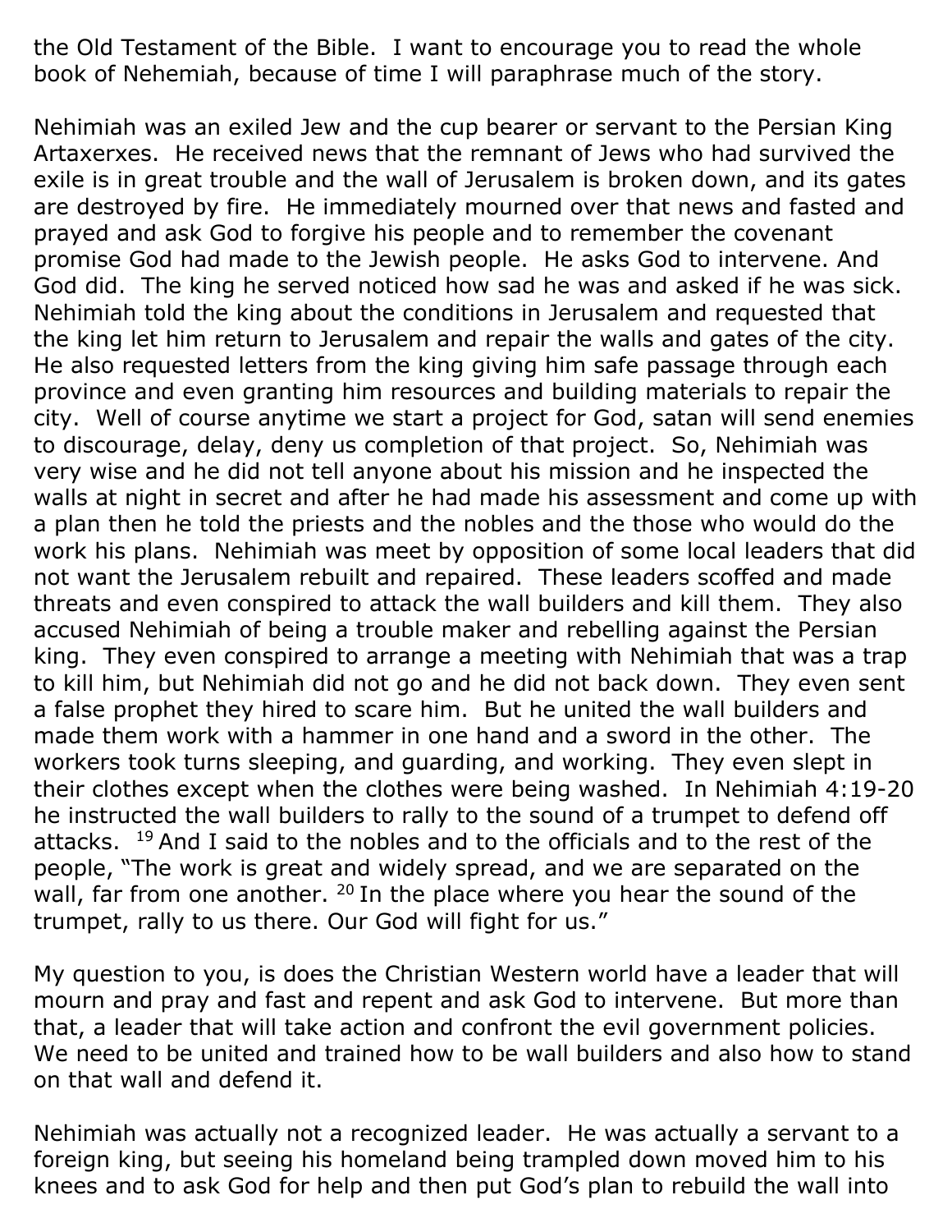the Old Testament of the Bible. I want to encourage you to read the whole book of Nehemiah, because of time I will paraphrase much of the story.

Nehimiah was an exiled Jew and the cup bearer or servant to the Persian King Artaxerxes. He received news that the remnant of Jews who had survived the exile is in great trouble and the wall of Jerusalem is broken down, and its gates are destroyed by fire. He immediately mourned over that news and fasted and prayed and ask God to forgive his people and to remember the covenant promise God had made to the Jewish people. He asks God to intervene. And God did. The king he served noticed how sad he was and asked if he was sick. Nehimiah told the king about the conditions in Jerusalem and requested that the king let him return to Jerusalem and repair the walls and gates of the city. He also requested letters from the king giving him safe passage through each province and even granting him resources and building materials to repair the city. Well of course anytime we start a project for God, satan will send enemies to discourage, delay, deny us completion of that project. So, Nehimiah was very wise and he did not tell anyone about his mission and he inspected the walls at night in secret and after he had made his assessment and come up with a plan then he told the priests and the nobles and the those who would do the work his plans. Nehimiah was meet by opposition of some local leaders that did not want the Jerusalem rebuilt and repaired. These leaders scoffed and made threats and even conspired to attack the wall builders and kill them. They also accused Nehimiah of being a trouble maker and rebelling against the Persian king. They even conspired to arrange a meeting with Nehimiah that was a trap to kill him, but Nehimiah did not go and he did not back down. They even sent a false prophet they hired to scare him. But he united the wall builders and made them work with a hammer in one hand and a sword in the other. The workers took turns sleeping, and guarding, and working. They even slept in their clothes except when the clothes were being washed. In Nehimiah 4:19-20 he instructed the wall builders to rally to the sound of a trumpet to defend off attacks. [19] And I said to the nobles and to the officials and to the rest of the people, "The work is great and widely spread, and we are separated on the wall, far from one another. [20] In the place where you hear the sound of the trumpet, rally to us there. Our God will fight for us."

My question to you, is does the Christian Western world have a leader that will mourn and pray and fast and repent and ask God to intervene. But more than that, a leader that will take action and confront the evil government policies. We need to be united and trained how to be wall builders and also how to stand on that wall and defend it.

Nehimiah was actually not a recognized leader. He was actually a servant to a foreign king, but seeing his homeland being trampled down moved him to his knees and to ask God for help and then put God's plan to rebuild the wall into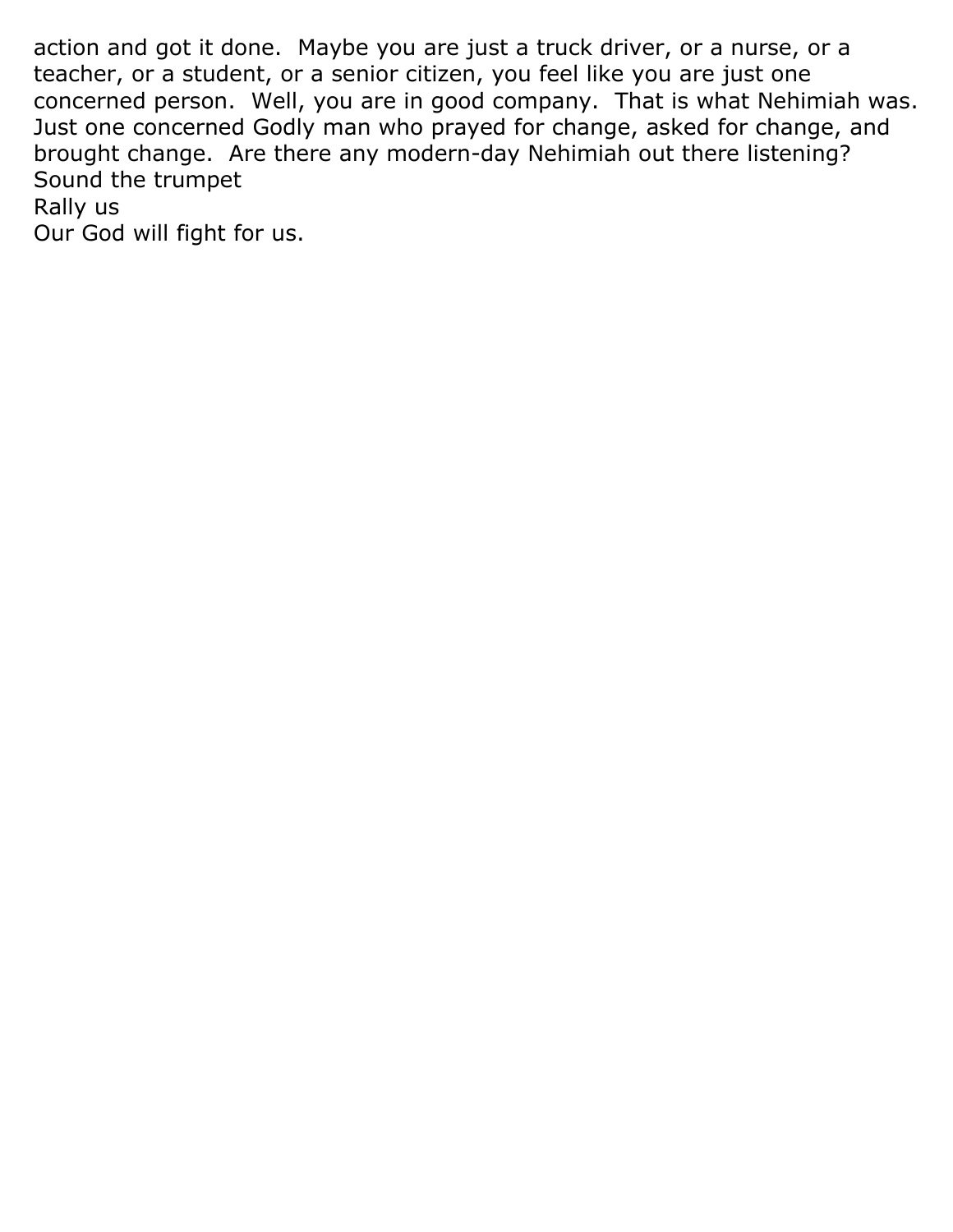action and got it done.  Maybe you are just a truck driver, or a nurse, or a teacher, or a student, or a senior citizen, you feel like you are just one concerned person.  Well, you are in good company.  That is what Nehimiah was.  Just one concerned Godly man who prayed for change, asked for change, and brought change.  Are there any modern-day Nehimiah out there listening?

Sound the trumpet

Rally us

Our God will fight for us.